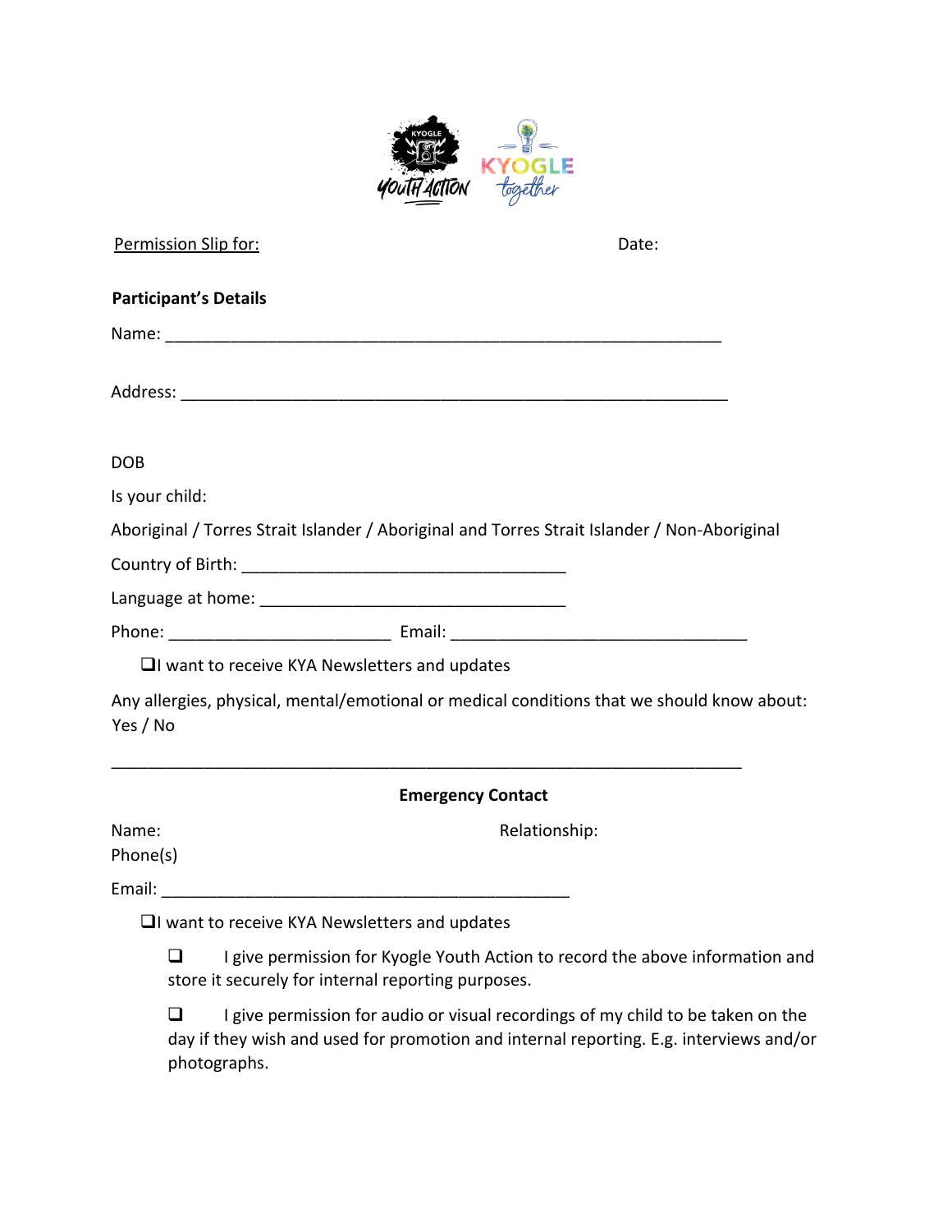Permission Slip for: Date:

**Participant's Details**

Name: ______________________________________________________________

Address: ____________________________________________________________

DOB

Is your child:

Aboriginal / Torres Strait Islander / Aboriginal and Torres Strait Islander / Non-Aboriginal

Country of Birth: ____________________________________

Language at home: __________________________________

Phone: ________________________ Email: ________________________________

❑ I want to receive KYA Newsletters and updates

Any allergies, physical, mental/emotional or medical conditions that we should know about: Yes / No

______________________________________________________________________

**Emergency Contact**

Name: Relationship:

Phone(s)

Email: ____________________________________________

❑ I want to receive KYA Newsletters and updates

❑ I give permission for Kyogle Youth Action to record the above information and store it securely for internal reporting purposes.

❑ I give permission for audio or visual recordings of my child to be taken on the day if they wish and used for promotion and internal reporting. E.g. interviews and/or photographs.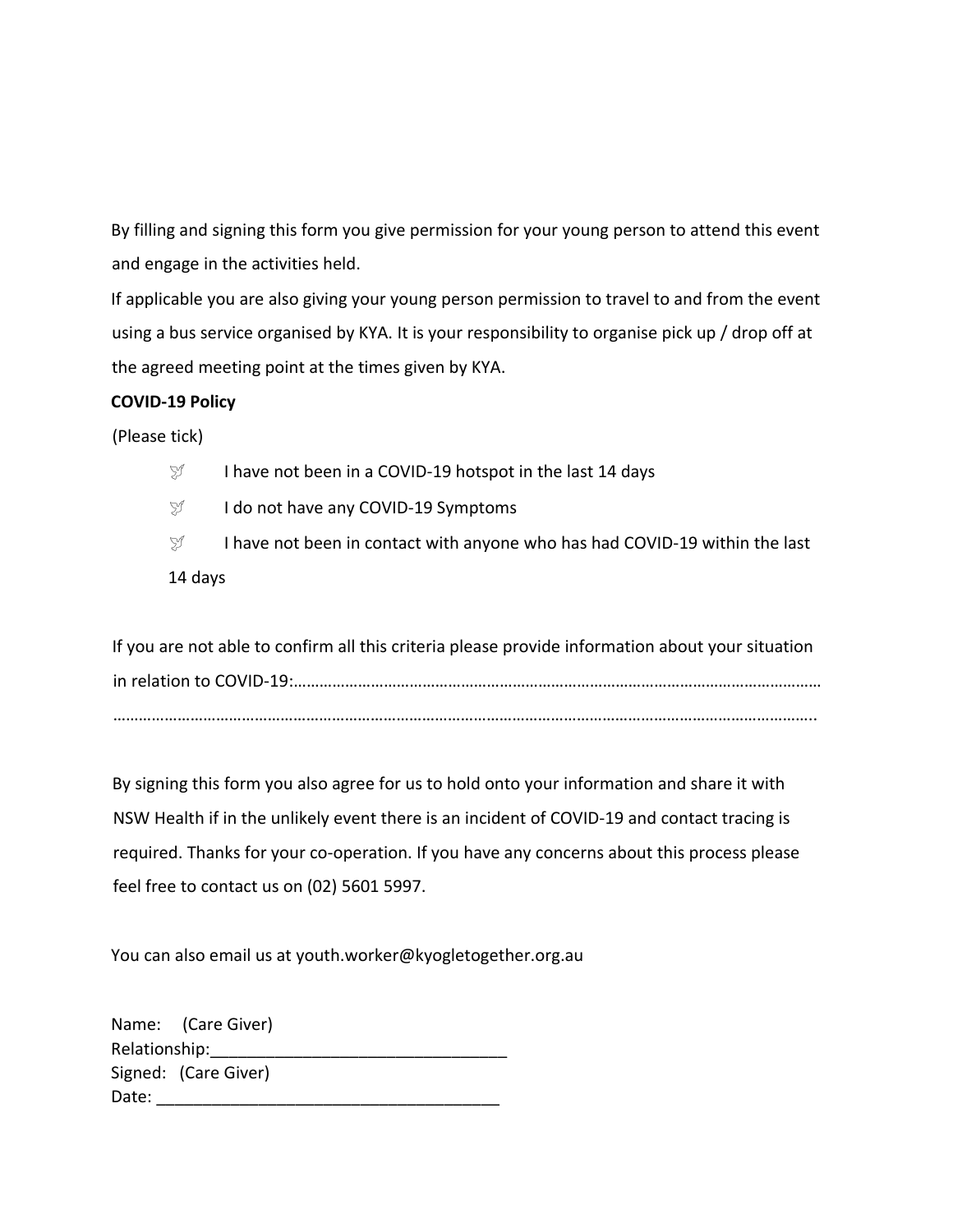By filling and signing this form you give permission for your young person to attend this event and engage in the activities held.

If applicable you are also giving your young person permission to travel to and from the event using a bus service organised by KYA. It is your responsibility to organise pick up / drop off at the agreed meeting point at the times given by KYA.

**COVID-19 Policy**

(Please tick)

- I have not been in a COVID-19 hotspot in the last 14 days
- I do not have any COVID-19 Symptoms
- I have not been in contact with anyone who has had COVID-19 within the last 14 days

If you are not able to confirm all this criteria please provide information about your situation in relation to COVID-19:……………………………………………………………………………………………………………
…………………………………………………………………………………………………………………………………………..

By signing this form you also agree for us to hold onto your information and share it with NSW Health if in the unlikely event there is an incident of COVID-19 and contact tracing is required. Thanks for your co-operation. If you have any concerns about this process please feel free to contact us on (02) 5601 5997.

You can also email us at youth.worker@kyogletogether.org.au

Name: (Care Giver)
Relationship:_______________________________
Signed: (Care Giver)
Date: ____________________________________